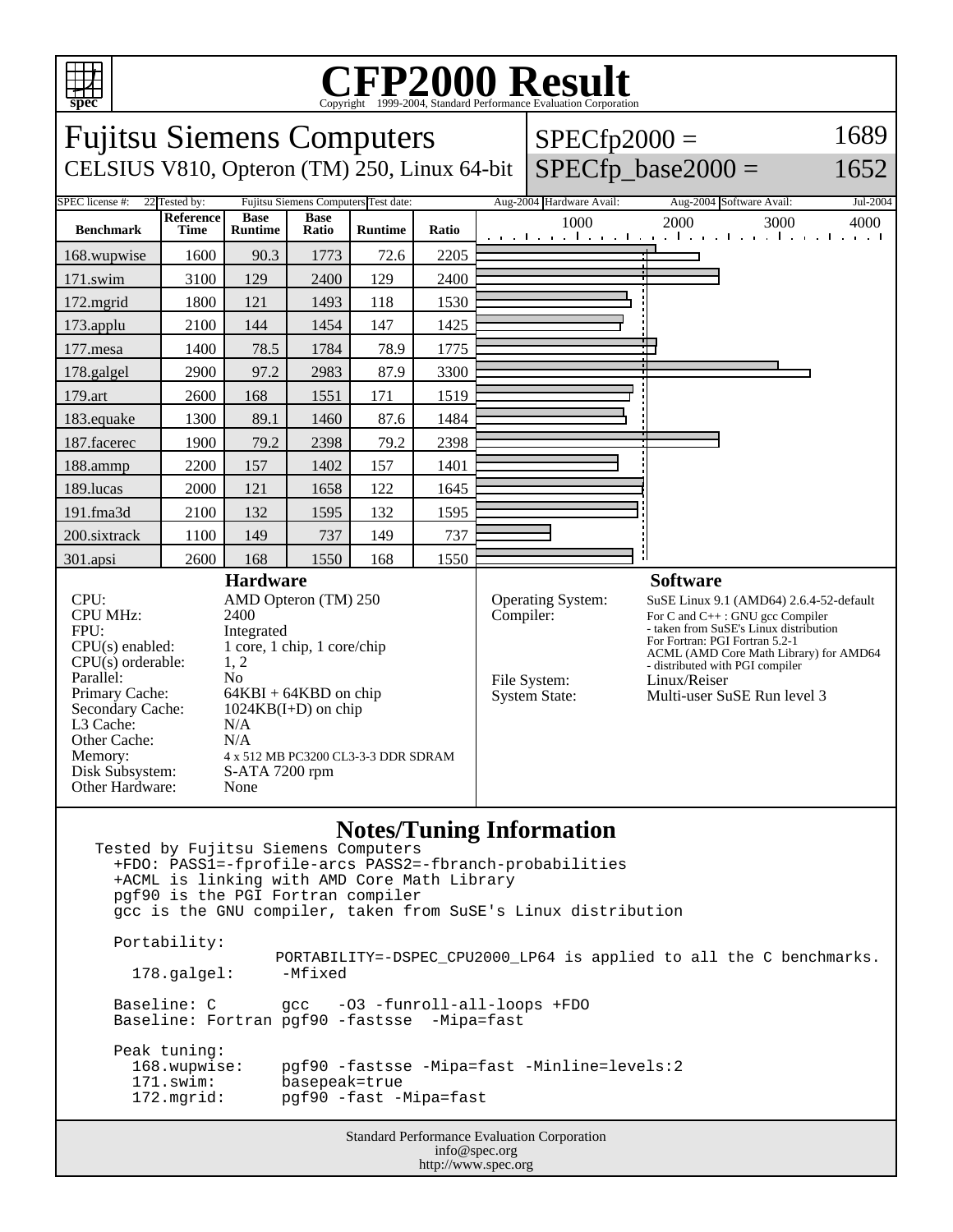# CFP2000 Result

Copyright 1999-2004, Standard Performance Evaluation Corporation

## Fujitsu Siemens Computers

CELSIUS V810, Opteron (TM) 250, Linux 64-bit

SPECfp2000 = 1689

SPECfp_base2000 = 1652

SPEC license #: 22 Tested by: Fujitsu Siemens Computers Test date: Aug-2004 Hardware Avail: Aug-2004 Software Avail: Jul-2004

| Benchmark | Reference Time | Base Runtime | Base Ratio | Runtime | Ratio |
|---|---|---|---|---|---|
| 168.wupwise | 1600 | 90.3 | 1773 | 72.6 | 2205 |
| 171.swim | 3100 | 129 | 2400 | 129 | 2400 |
| 172.mgrid | 1800 | 121 | 1493 | 118 | 1530 |
| 173.applu | 2100 | 144 | 1454 | 147 | 1425 |
| 177.mesa | 1400 | 78.5 | 1784 | 78.9 | 1775 |
| 178.galgel | 2900 | 97.2 | 2983 | 87.9 | 3300 |
| 179.art | 2600 | 168 | 1551 | 171 | 1519 |
| 183.equake | 1300 | 89.1 | 1460 | 87.6 | 1484 |
| 187.facerec | 1900 | 79.2 | 2398 | 79.2 | 2398 |
| 188.ammp | 2200 | 157 | 1402 | 157 | 1401 |
| 189.lucas | 2000 | 121 | 1658 | 122 | 1645 |
| 191.fma3d | 2100 | 132 | 1595 | 132 | 1595 |
| 200.sixtrack | 1100 | 149 | 737 | 149 | 737 |
| 301.apsi | 2600 | 168 | 1550 | 168 | 1550 |

### Hardware

| | |
|---|---|
| CPU: | AMD Opteron (TM) 250 |
| CPU MHz: | 2400 |
| FPU: | Integrated |
| CPU(s) enabled: | 1 core, 1 chip, 1 core/chip |
| CPU(s) orderable: | 1, 2 |
| Parallel: | No |
| Primary Cache: | 64KBI + 64KBD on chip |
| Secondary Cache: | 1024KB(I+D) on chip |
| L3 Cache: | N/A |
| Other Cache: | N/A |
| Memory: | 4 x 512 MB PC3200 CL3-3-3 DDR SDRAM |
| Disk Subsystem: | S-ATA 7200 rpm |
| Other Hardware: | None |

### Software

| | |
|---|---|
| Operating System: | SuSE Linux 9.1 (AMD64) 2.6.4-52-default |
| Compiler: | For C and C++ : GNU gcc Compiler - taken from SuSE's Linux distribution For Fortran: PGI Fortran 5.2-1 ACML (AMD Core Math Library) for AMD64 - distributed with PGI compiler |
| File System: | Linux/Reiser |
| System State: | Multi-user SuSE Run level 3 |

### Notes/Tuning Information

```
Tested by Fujitsu Siemens Computers
  +FDO: PASS1=-fprofile-arcs PASS2=-fbranch-probabilities
  +ACML is linking with AMD Core Math Library
  pgf90 is the PGI Fortran compiler
  gcc is the GNU compiler, taken from SuSE's Linux distribution

  Portability:
                    PORTABILITY=-DSPEC_CPU2000_LP64 is applied to all the C benchmarks.
    178.galgel:     -Mfixed

  Baseline: C       gcc   -O3 -funroll-all-loops +FDO
  Baseline: Fortran pgf90 -fastsse  -Mipa=fast

  Peak tuning:
    168.wupwise:    pgf90 -fastsse -Mipa=fast -Minline=levels:2
    171.swim:       basepeak=true
    172.mgrid:      pgf90 -fast -Mipa=fast
```

Standard Performance Evaluation Corporation
info@spec.org
http://www.spec.org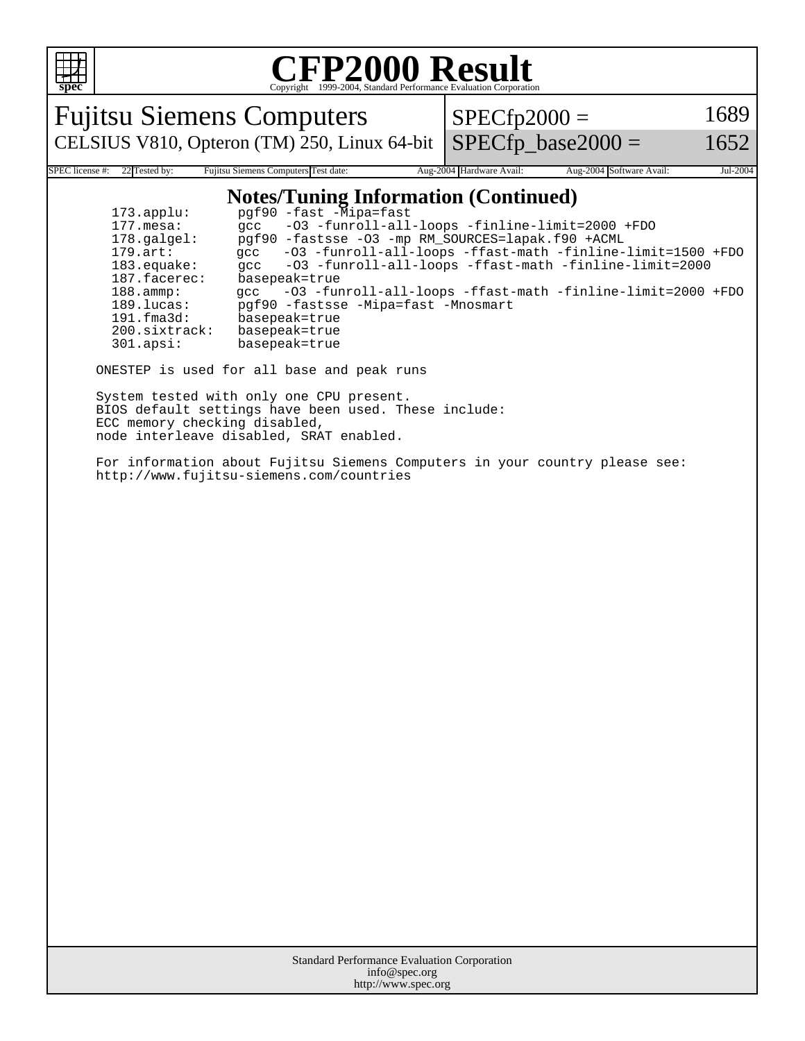# CFP2000 Result

Copyright 1999-2004, Standard Performance Evaluation Corporation

## Fujitsu Siemens Computers

CELSIUS V810, Opteron (TM) 250, Linux 64-bit

SPECfp2000 = 1689

SPECfp_base2000 = 1652

| SPEC license #: | 22 | Tested by: | Fujitsu Siemens Computers | Test date: | Aug-2004 | Hardware Avail: | Aug-2004 | Software Avail: | Jul-2004 |
|---|---|---|---|---|---|---|---|---|---|

### Notes/Tuning Information (Continued)

```
   173.applu:      pgf90 -fast -Mipa=fast
   177.mesa:       gcc   -O3 -funroll-all-loops -finline-limit=2000 +FDO
   178.galgel:     pgf90 -fastsse -O3 -mp RM_SOURCES=lapak.f90 +ACML
   179.art:        gcc   -O3 -funroll-all-loops -ffast-math -finline-limit=1500 +FDO
   183.equake:     gcc   -O3 -funroll-all-loops -ffast-math -finline-limit=2000
   187.facerec:    basepeak=true
   188.ammp:       gcc   -O3 -funroll-all-loops -ffast-math -finline-limit=2000 +FDO
   189.lucas:      pgf90 -fastsse -Mipa=fast -Mnosmart
   191.fma3d:      basepeak=true
   200.sixtrack:   basepeak=true
   301.apsi:       basepeak=true
```

ONESTEP is used for all base and peak runs

System tested with only one CPU present.
BIOS default settings have been used. These include:
ECC memory checking disabled,
node interleave disabled, SRAT enabled.

For information about Fujitsu Siemens Computers in your country please see:
http://www.fujitsu-siemens.com/countries

Standard Performance Evaluation Corporation
info@spec.org
http://www.spec.org